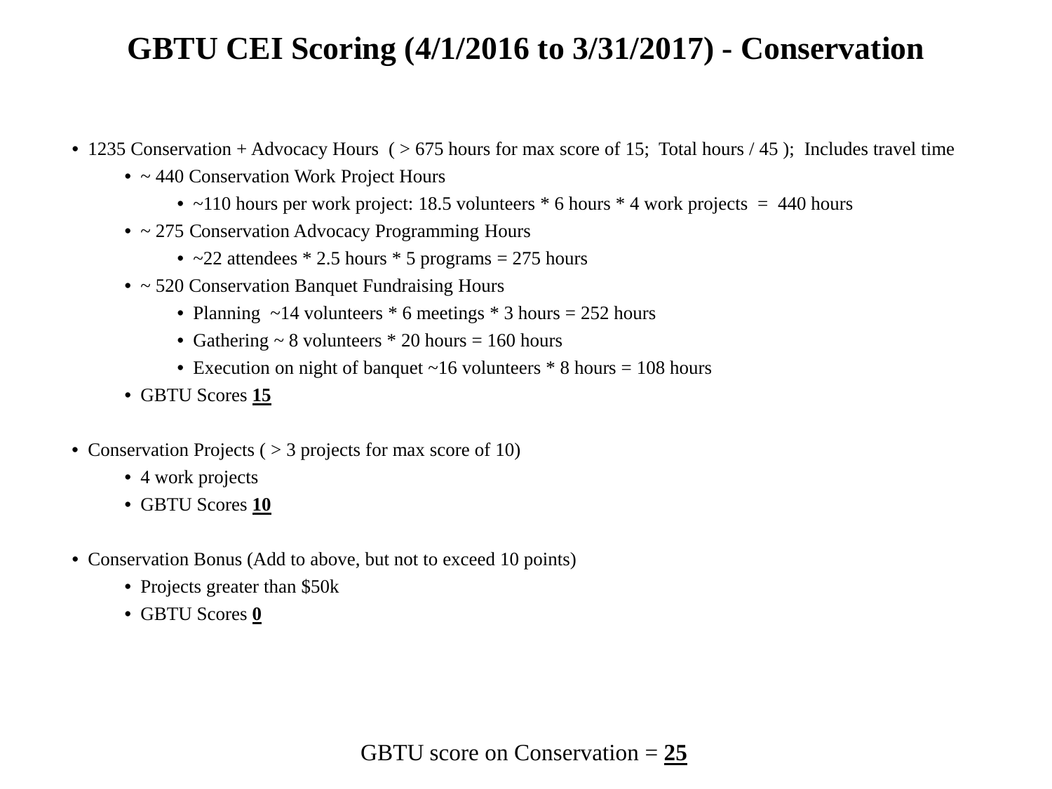# GBTU CEI Scoring (4/1/2016 to 3/31/2017) - Conservation

- 1235 Conservation + Advocacy Hours ( > 675 hours for max score of 15; Total hours / 45 ); Includes travel time
  - ~ 440 Conservation Work Project Hours
    - ~110 hours per work project: 18.5 volunteers * 6 hours * 4 work projects = 440 hours
  - ~ 275 Conservation Advocacy Programming Hours
    - ~22 attendees * 2.5 hours * 5 programs = 275 hours
  - ~ 520 Conservation Banquet Fundraising Hours
    - Planning ~14 volunteers * 6 meetings * 3 hours = 252 hours
    - Gathering ~ 8 volunteers * 20 hours = 160 hours
    - Execution on night of banquet ~16 volunteers * 8 hours = 108 hours
  - GBTU Scores **15**

- Conservation Projects ( > 3 projects for max score of 10)
  - 4 work projects
  - GBTU Scores **10**

- Conservation Bonus (Add to above, but not to exceed 10 points)
  - Projects greater than $50k
  - GBTU Scores **0**

GBTU score on Conservation = **25**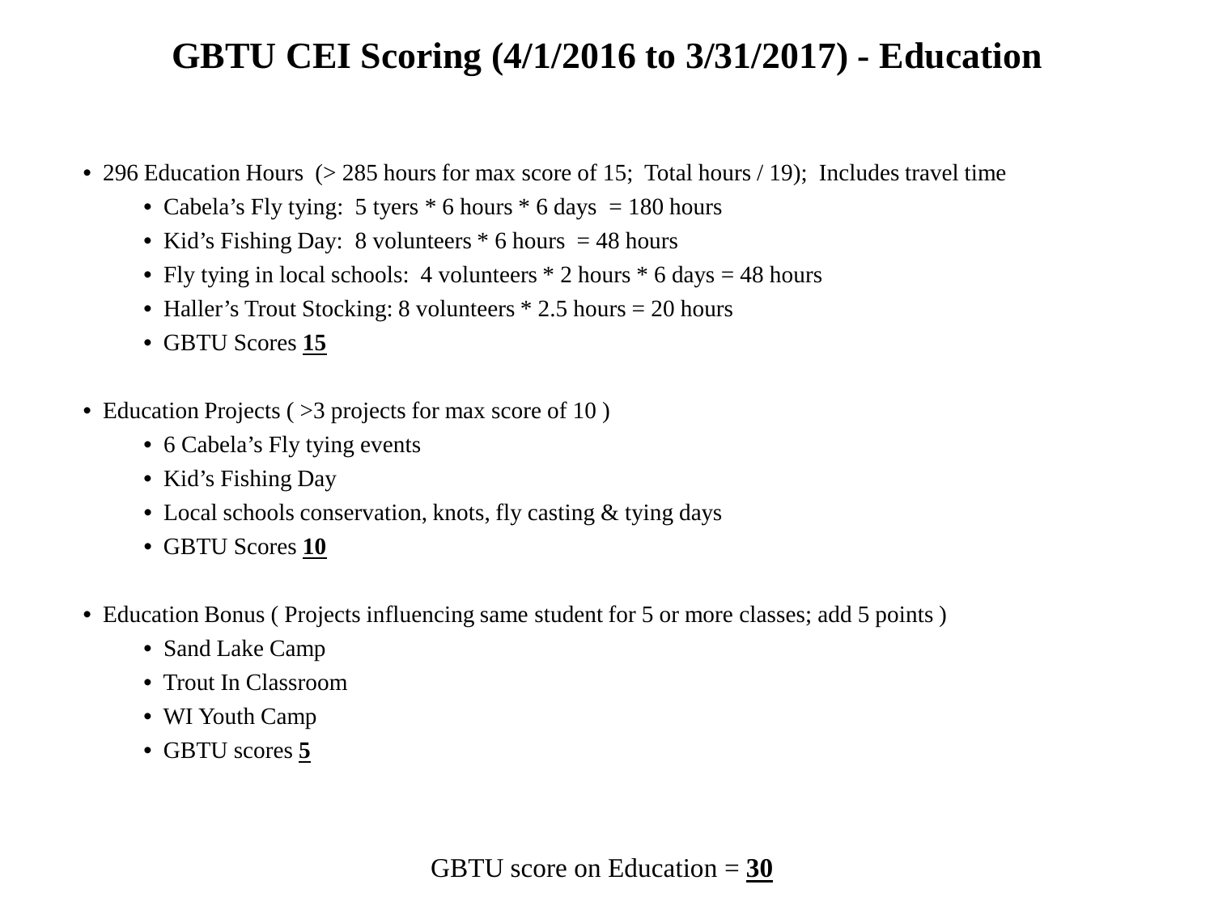# GBTU CEI Scoring (4/1/2016 to 3/31/2017) - Education

- 296 Education Hours (> 285 hours for max score of 15; Total hours / 19); Includes travel time
  - Cabela's Fly tying: 5 tyers * 6 hours * 6 days = 180 hours
  - Kid's Fishing Day: 8 volunteers * 6 hours = 48 hours
  - Fly tying in local schools: 4 volunteers * 2 hours * 6 days = 48 hours
  - Haller's Trout Stocking: 8 volunteers * 2.5 hours = 20 hours
  - GBTU Scores **15**
- Education Projects ( >3 projects for max score of 10 )
  - 6 Cabela's Fly tying events
  - Kid's Fishing Day
  - Local schools conservation, knots, fly casting & tying days
  - GBTU Scores **10**
- Education Bonus ( Projects influencing same student for 5 or more classes; add 5 points )
  - Sand Lake Camp
  - Trout In Classroom
  - WI Youth Camp
  - GBTU scores **5**

GBTU score on Education = **30**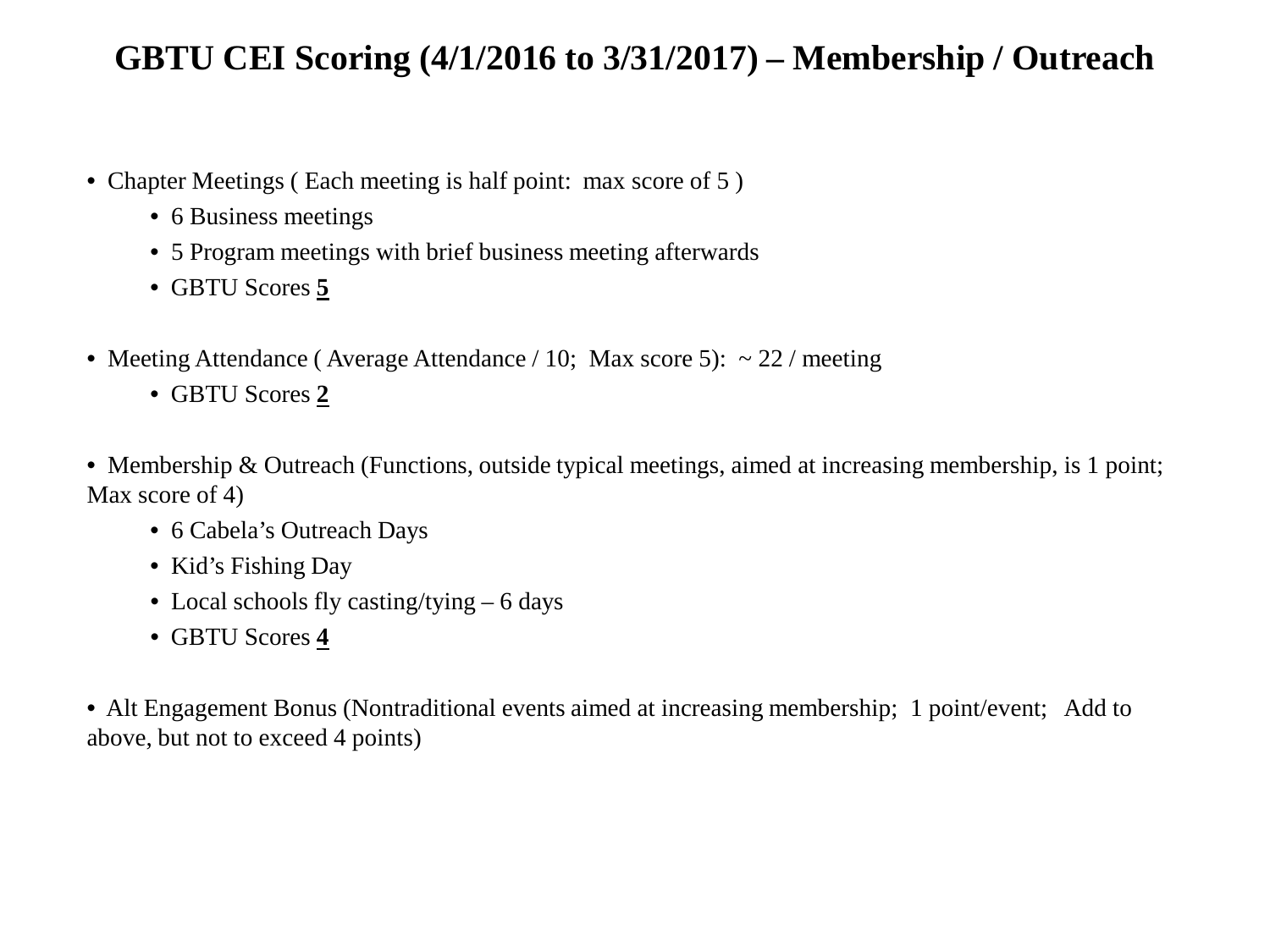# GBTU CEI Scoring (4/1/2016 to 3/31/2017) – Membership / Outreach

- Chapter Meetings ( Each meeting is half point: max score of 5 )
  - 6 Business meetings
  - 5 Program meetings with brief business meeting afterwards
  - GBTU Scores **5**

- Meeting Attendance ( Average Attendance / 10; Max score 5): ~ 22 / meeting
  - GBTU Scores **2**

- Membership & Outreach (Functions, outside typical meetings, aimed at increasing membership, is 1 point; Max score of 4)
  - 6 Cabela's Outreach Days
  - Kid's Fishing Day
  - Local schools fly casting/tying – 6 days
  - GBTU Scores **4**

- Alt Engagement Bonus (Nontraditional events aimed at increasing membership; 1 point/event; Add to above, but not to exceed 4 points)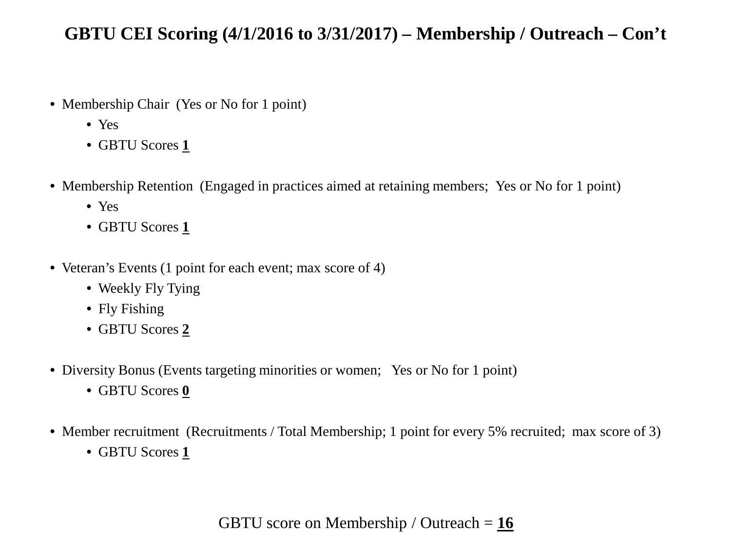# GBTU CEI Scoring (4/1/2016 to 3/31/2017) – Membership / Outreach – Con't

- Membership Chair (Yes or No for 1 point)
  - Yes
  - GBTU Scores **1**

- Membership Retention (Engaged in practices aimed at retaining members; Yes or No for 1 point)
  - Yes
  - GBTU Scores **1**

- Veteran's Events (1 point for each event; max score of 4)
  - Weekly Fly Tying
  - Fly Fishing
  - GBTU Scores **2**

- Diversity Bonus (Events targeting minorities or women; Yes or No for 1 point)
  - GBTU Scores **0**

- Member recruitment (Recruitments / Total Membership; 1 point for every 5% recruited; max score of 3)
  - GBTU Scores **1**

GBTU score on Membership / Outreach = **16**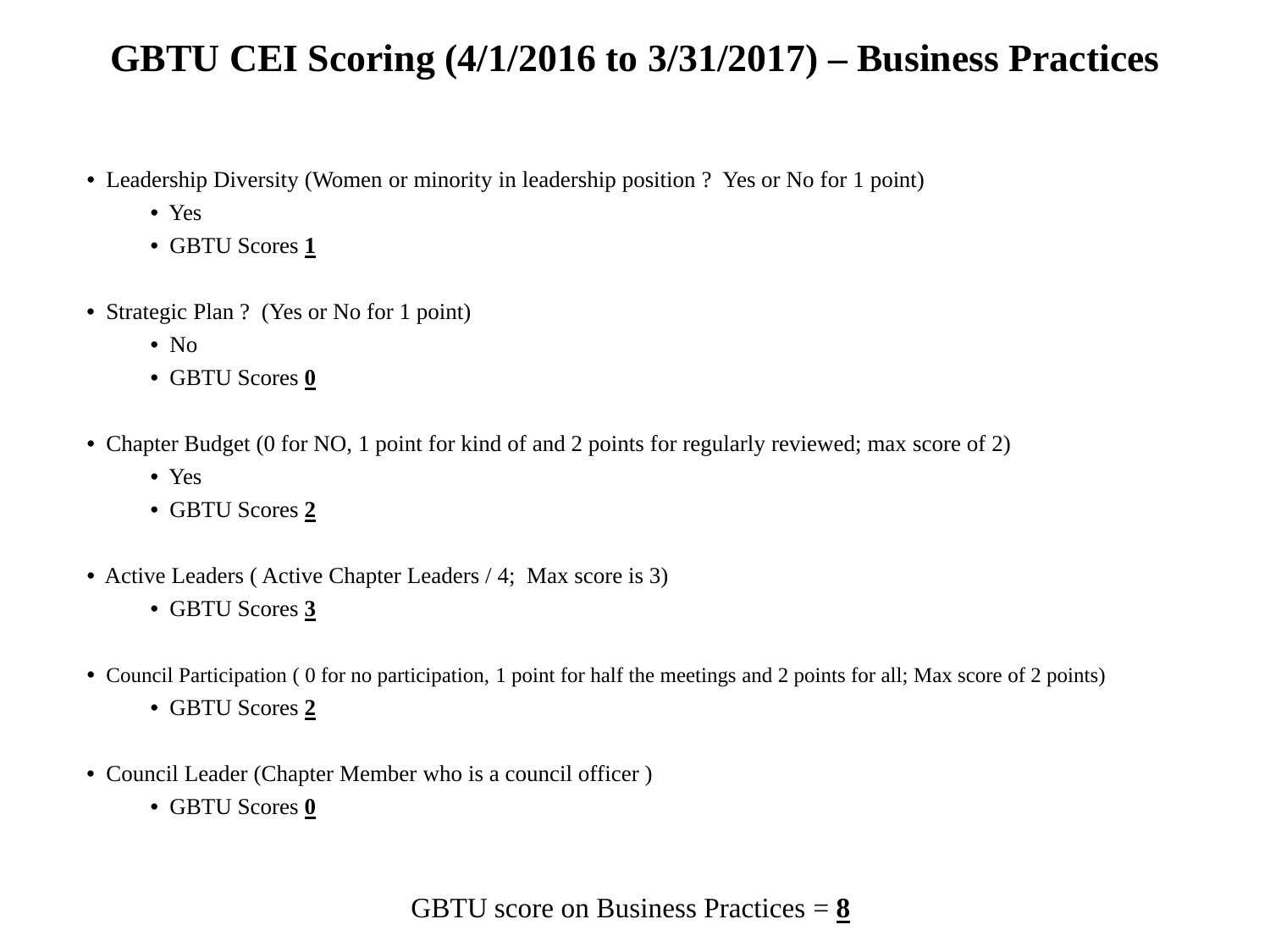# GBTU CEI Scoring (4/1/2016 to 3/31/2017) – Business Practices

- Leadership Diversity (Women or minority in leadership position ? Yes or No for 1 point)
  - Yes
  - GBTU Scores **1**

- Strategic Plan ? (Yes or No for 1 point)
  - No
  - GBTU Scores **0**

- Chapter Budget (0 for NO, 1 point for kind of and 2 points for regularly reviewed; max score of 2)
  - Yes
  - GBTU Scores **2**

- Active Leaders ( Active Chapter Leaders / 4; Max score is 3)
  - GBTU Scores **3**

- Council Participation ( 0 for no participation, 1 point for half the meetings and 2 points for all; Max score of 2 points)
  - GBTU Scores **2**

- Council Leader (Chapter Member who is a council officer )
  - GBTU Scores **0**

GBTU score on Business Practices = **8**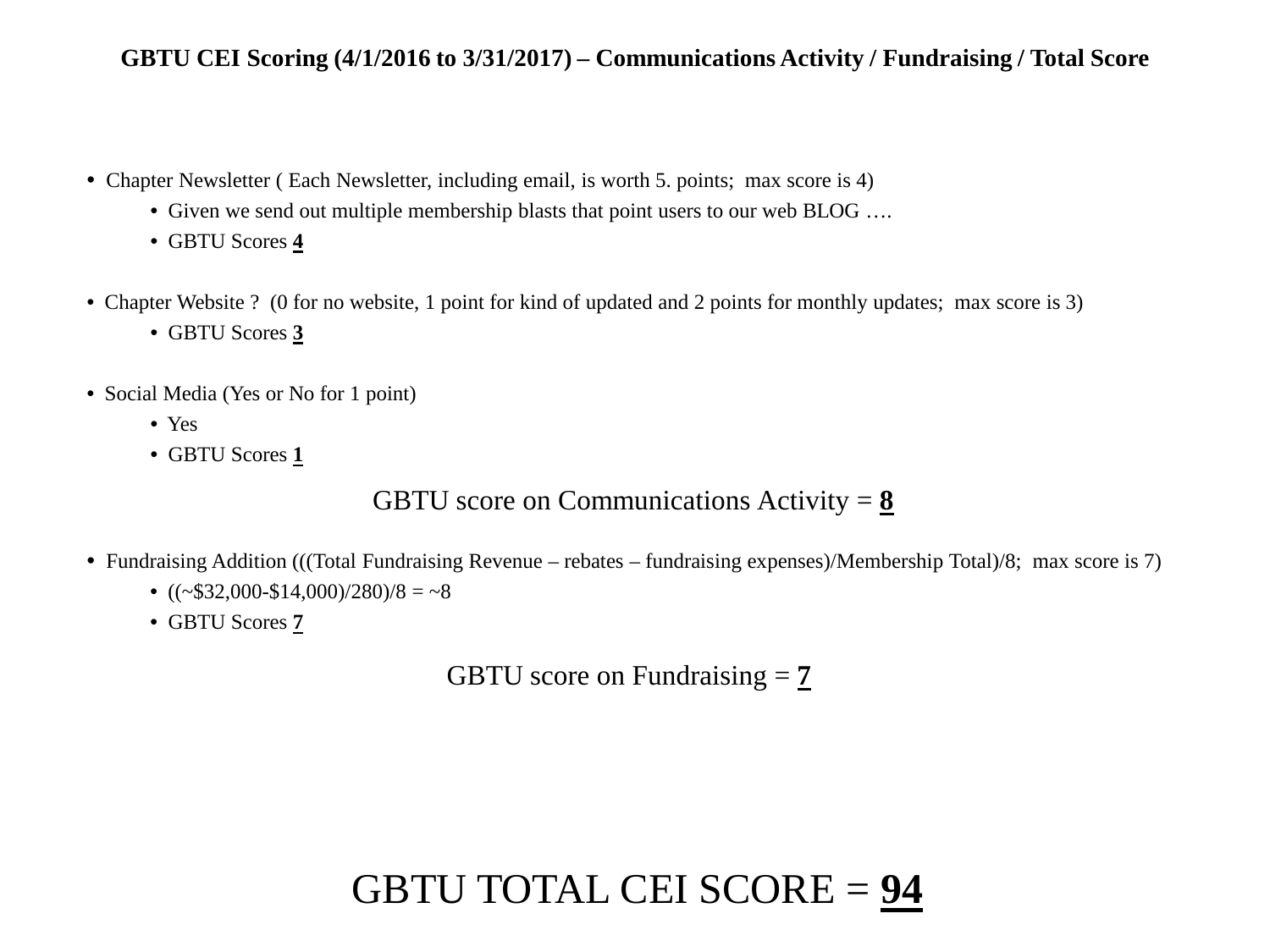# GBTU CEI Scoring (4/1/2016 to 3/31/2017) – Communications Activity / Fundraising / Total Score

- Chapter Newsletter ( Each Newsletter, including email, is worth 5. points; max score is 4)
  - Given we send out multiple membership blasts that point users to our web BLOG ….
  - GBTU Scores **4**

- Chapter Website ? (0 for no website, 1 point for kind of updated and 2 points for monthly updates; max score is 3)
  - GBTU Scores **3**

- Social Media (Yes or No for 1 point)
  - Yes
  - GBTU Scores **1**

GBTU score on Communications Activity = **8**

- Fundraising Addition (((Total Fundraising Revenue – rebates – fundraising expenses)/Membership Total)/8; max score is 7)
  - ((~$32,000-$14,000)/280)/8 = ~8
  - GBTU Scores **7**

GBTU score on Fundraising = **7**

## GBTU TOTAL CEI SCORE = **94**